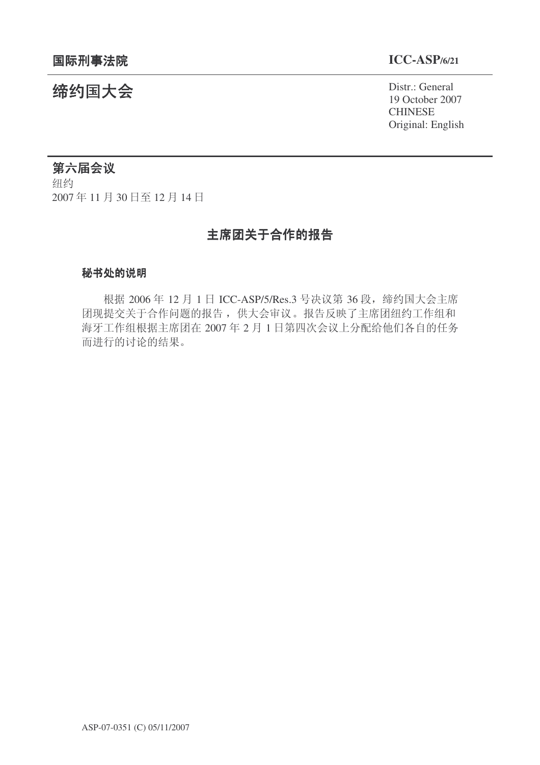**国际刑事法院** **ICC-ASP/6/21**

# 缔约国大会

Distr.: General
19 October 2007
CHINESE
Original: English

## 第六届会议

纽约
2007 年 11 月 30 日至 12 月 14 日

## 主席团关于合作的报告

### 秘书处的说明

根据 2006 年 12 月 1 日 ICC-ASP/5/Res.3 号决议第 36 段，缔约国大会主席团现提交关于合作问题的报告，供大会审议。报告反映了主席团纽约工作组和海牙工作组根据主席团在 2007 年 2 月 1 日第四次会议上分配给他们各自的任务而进行的讨论的结果。

ASP-07-0351 (C) 05/11/2007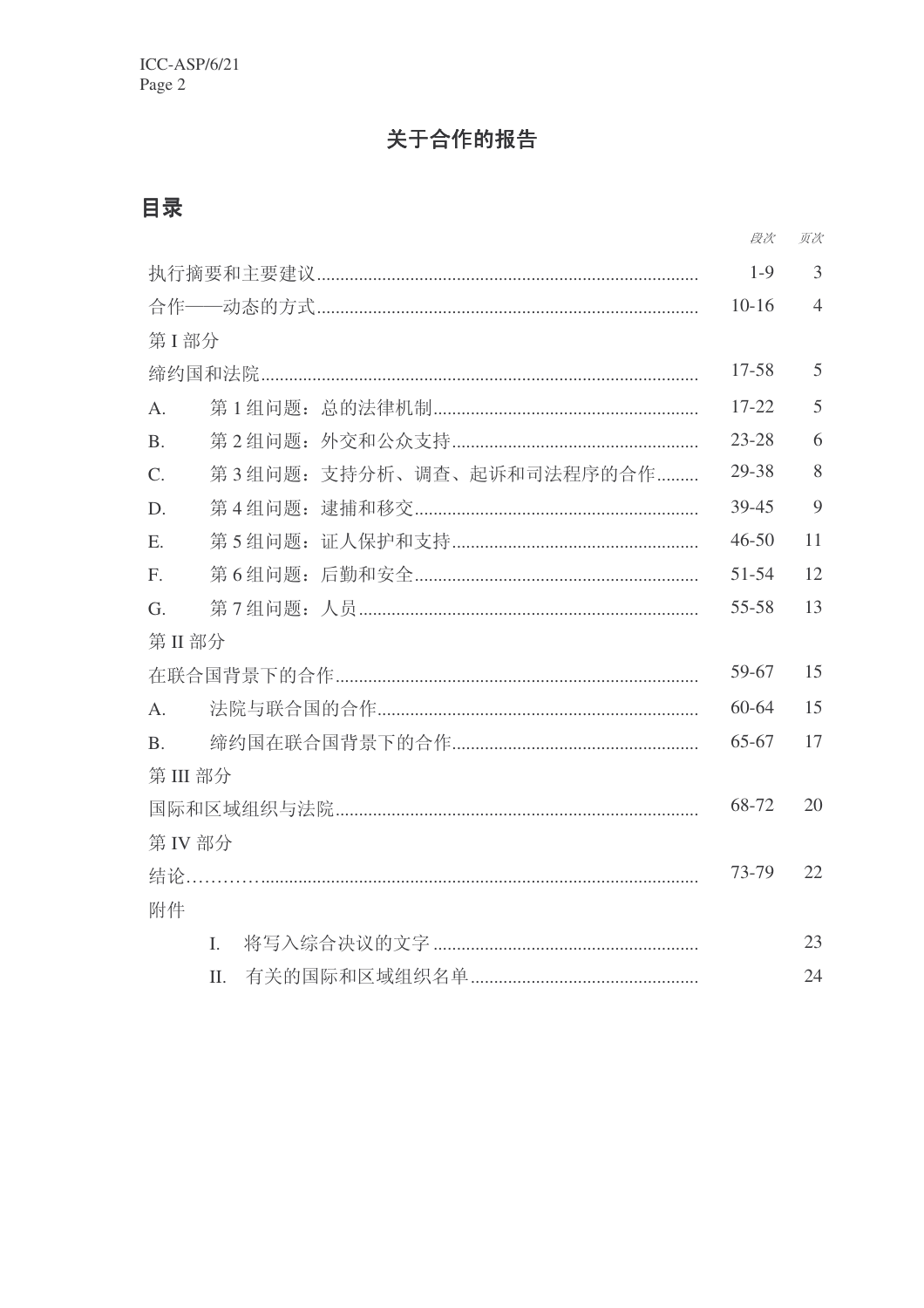# 关于合作的报告

## 目录

| | 段次 | 页次 |
|---|---|---|
| 执行摘要和主要建议 | 1-9 | 3 |
| 合作——动态的方式 | 10-16 | 4 |
| 第 I 部分 | | |
| 缔约国和法院 | 17-58 | 5 |
| A. 第 1 组问题：总的法律机制 | 17-22 | 5 |
| B. 第 2 组问题：外交和公众支持 | 23-28 | 6 |
| C. 第 3 组问题：支持分析、调查、起诉和司法程序的合作 | 29-38 | 8 |
| D. 第 4 组问题：逮捕和移交 | 39-45 | 9 |
| E. 第 5 组问题：证人保护和支持 | 46-50 | 11 |
| F. 第 6 组问题：后勤和安全 | 51-54 | 12 |
| G. 第 7 组问题：人员 | 55-58 | 13 |
| 第 II 部分 | | |
| 在联合国背景下的合作 | 59-67 | 15 |
| A. 法院与联合国的合作 | 60-64 | 15 |
| B. 缔约国在联合国背景下的合作 | 65-67 | 17 |
| 第 III 部分 | | |
| 国际和区域组织与法院 | 68-72 | 20 |
| 第 IV 部分 | | |
| 结论 | 73-79 | 22 |
| 附件 | | |
| I. 将写入综合决议的文字 | | 23 |
| II. 有关的国际和区域组织名单 | | 24 |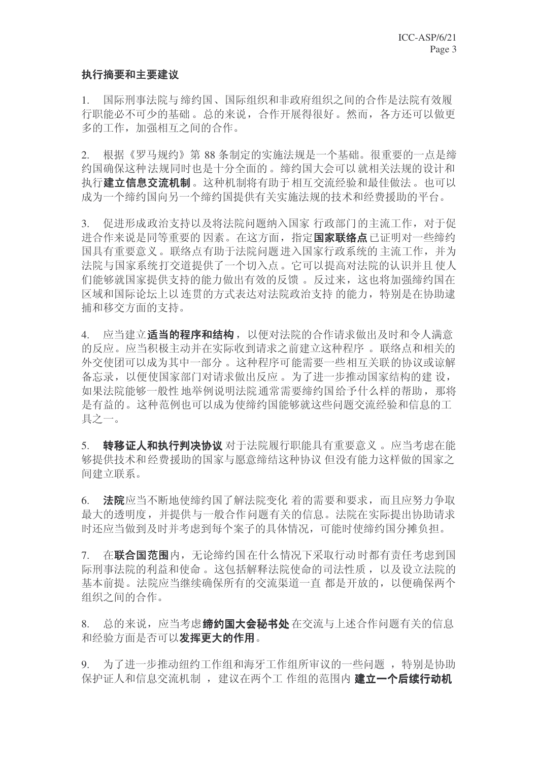**执行摘要和主要建议**

1. 国际刑事法院与缔约国、国际组织和非政府组织之间的合作是法院有效履行职能必不可少的基础。总的来说，合作开展得很好。然而，各方还可以做更多的工作，加强相互之间的合作。

2. 根据《罗马规约》第 88 条制定的实施法规是一个基础。很重要的一点是缔约国确保这种法规同时也是十分全面的。缔约国大会可以就相关法规的设计和执行**建立信息交流机制**。这种机制将有助于相互交流经验和最佳做法。也可以成为一个缔约国向另一个缔约国提供有关实施法规的技术和经费援助的平台。

3. 促进形成政治支持以及将法院问题纳入国家行政部门的主流工作，对于促进合作来说是同等重要的因素。在这方面，指定**国家联络点**已证明对一些缔约国具有重要意义。联络点有助于法院问题进入国家行政系统的主流工作，并为法院与国家系统打交道提供了一个切入点。它可以提高对法院的认识并且使人们能够就国家提供支持的能力做出有效的反馈。反过来，这也将加强缔约国在区域和国际论坛上以连贯的方式表达对法院政治支持的能力，特别是在协助逮捕和移交方面的支持。

4. 应当建立**适当的程序和结构**，以便对法院的合作请求做出及时和令人满意的反应。应当积极主动并在实际收到请求之前建立这种程序。联络点和相关的外交使团可以成为其中一部分。这种程序可能需要一些相互关联的协议或谅解备忘录，以便使国家部门对请求做出反应。为了进一步推动国家结构的建设，如果法院能够一般性地举例说明法院通常需要缔约国给予什么样的帮助，那将是有益的。这种范例也可以成为使缔约国能够就这些问题交流经验和信息的工具之一。

5. **转移证人和执行判决协议**对于法院履行职能具有重要意义。应当考虑在能够提供技术和经费援助的国家与愿意缔结这种协议但没有能力这样做的国家之间建立联系。

6. **法院**应当不断地使缔约国了解法院变化着的需要和要求，而且应努力争取最大的透明度，并提供与一般合作问题有关的信息。法院在实际提出协助请求时还应当做到及时并考虑到每个案子的具体情况，可能时使缔约国分摊负担。

7. 在**联合国范围**内，无论缔约国在什么情况下采取行动时都有责任考虑到国际刑事法院的利益和使命。这包括解释法院使命的司法性质，以及设立法院的基本前提。法院应当继续确保所有的交流渠道一直都是开放的，以便确保两个组织之间的合作。

8. 总的来说，应当考虑**缔约国大会秘书处**在交流与上述合作问题有关的信息和经验方面是否可以**发挥更大的作用**。

9. 为了进一步推动纽约工作组和海牙工作组所审议的一些问题，特别是协助保护证人和信息交流机制，建议在两个工作组的范围内**建立一个后续行动机**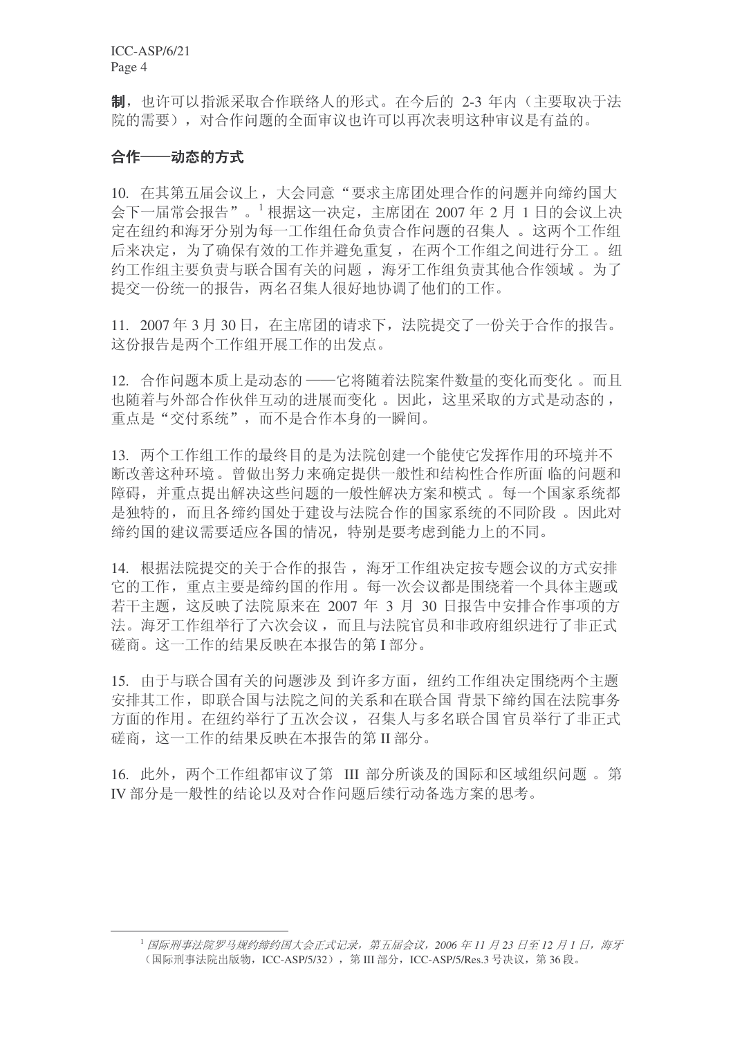**制**，也许可以指派采取合作联络人的形式。在今后的 2-3 年内（主要取决于法院的需要），对合作问题的全面审议也许可以再次表明这种审议是有益的。

## 合作——动态的方式

10. 在其第五届会议上，大会同意"要求主席团处理合作的问题并向缔约国大会下一届常会报告"。[1] 根据这一决定，主席团在 2007 年 2 月 1 日的会议上决定在纽约和海牙分别为每一工作组任命负责合作问题的召集人 。这两个工作组后来决定，为了确保有效的工作并避免重复，在两个工作组之间进行分工 。纽约工作组主要负责与联合国有关的问题 ，海牙工作组负责其他合作领域 。为了提交一份统一的报告，两名召集人很好地协调了他们的工作。

11. 2007 年 3 月 30 日，在主席团的请求下，法院提交了一份关于合作的报告。这份报告是两个工作组开展工作的出发点。

12. 合作问题本质上是动态的 ——它将随着法院案件数量的变化而变化 。而且也随着与外部合作伙伴互动的进展而变化 。因此，这里采取的方式是动态的，重点是"交付系统"，而不是合作本身的一瞬间。

13. 两个工作组工作的最终目的是为法院创建一个能使它发挥作用的环境并不断改善这种环境 。曾做出努力来确定提供一般性和结构性合作所面 临的问题和障碍，并重点提出解决这些问题的一般性解决方案和模式 。每一个国家系统都是独特的，而且各缔约国处于建设与法院合作的国家系统的不同阶段 。因此对缔约国的建议需要适应各国的情况，特别是要考虑到能力上的不同。

14. 根据法院提交的关于合作的报告 ，海牙工作组决定按专题会议的方式安排它的工作，重点主要是缔约国的作用 。每一次会议都是围绕着一个具体主题或若干主题，这反映了法院原来在 2007 年 3 月 30 日报告中安排合作事项的方法。海牙工作组举行了六次会议 ，而且与法院官员和非政府组织进行了非正式磋商。这一工作的结果反映在本报告的第 I 部分。

15. 由于与联合国有关的问题涉及 到许多方面，纽约工作组决定围绕两个主题安排其工作，即联合国与法院之间的关系和在联合国 背景下缔约国在法院事务方面的作用 。在纽约举行了五次会议 ，召集人与多名联合国 官员举行了非正式磋商，这一工作的结果反映在本报告的第 II 部分。

16. 此外，两个工作组都审议了第 III 部分所谈及的国际和区域组织问题 。第 IV 部分是一般性的结论以及对合作问题后续行动备选方案的思考。

---

[1] *国际刑事法院罗马规约缔约国大会正式记录，第五届会议，2006 年 11 月 23 日至 12 月 1 日，海牙*（国际刑事法院出版物，ICC-ASP/5/32），第 III 部分，ICC-ASP/5/Res.3 号决议，第 36 段。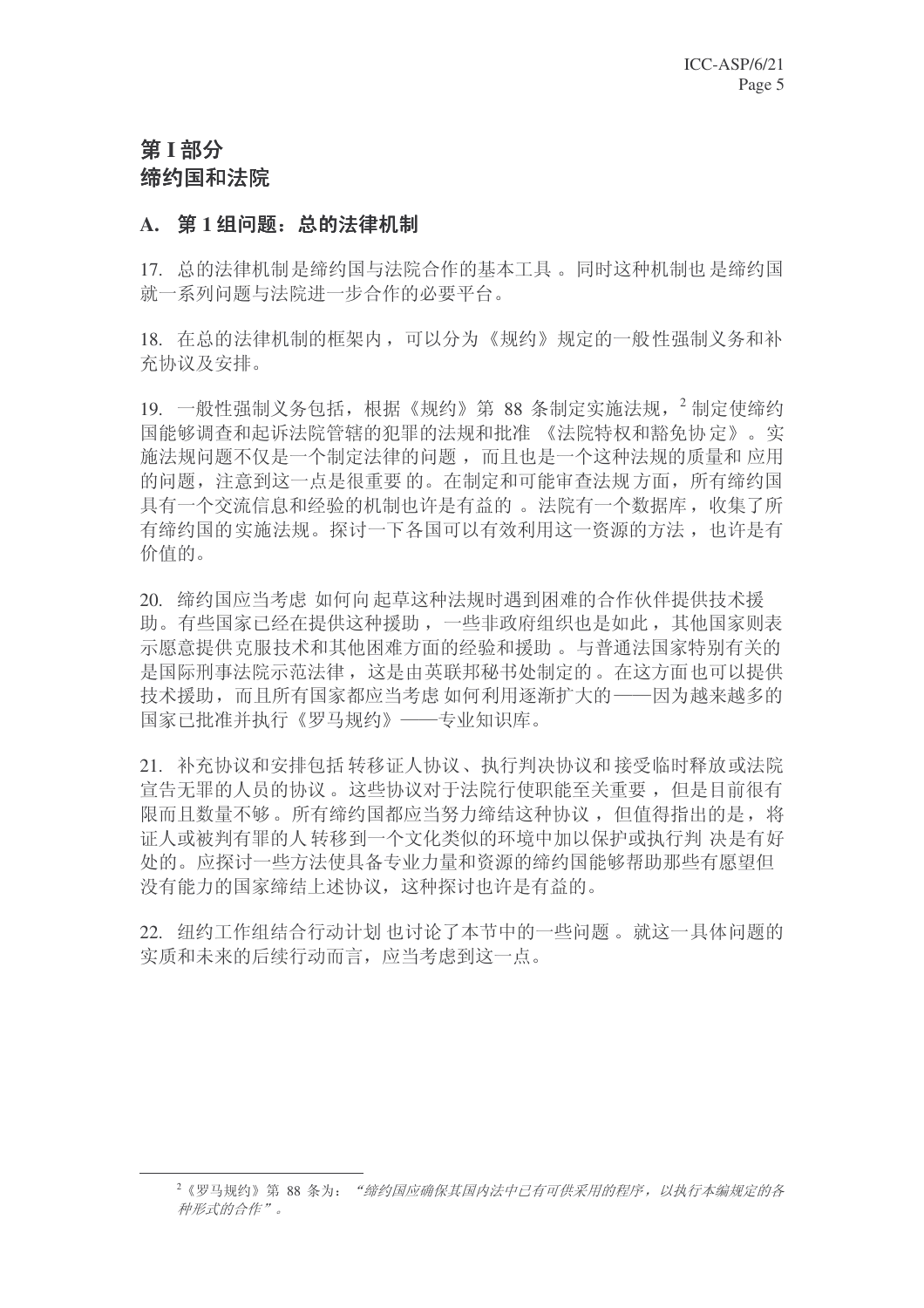# 第 I 部分
# 缔约国和法院

## A. 第 1 组问题：总的法律机制

17. 总的法律机制是缔约国与法院合作的基本工具。同时这种机制也是缔约国就一系列问题与法院进一步合作的必要平台。

18. 在总的法律机制的框架内，可以分为《规约》规定的一般性强制义务和补充协议及安排。

19. 一般性强制义务包括，根据《规约》第 88 条制定实施法规，[2] 制定使缔约国能够调查和起诉法院管辖的犯罪的法规和批准《法院特权和豁免协定》。实施法规问题不仅是一个制定法律的问题，而且也是一个这种法规的质量和应用的问题，注意到这一点是很重要的。在制定和可能审查法规方面，所有缔约国具有一个交流信息和经验的机制也许是有益的。法院有一个数据库，收集了所有缔约国的实施法规。探讨一下各国可以有效利用这一资源的方法，也许是有价值的。

20. 缔约国应当考虑如何向起草这种法规时遇到困难的合作伙伴提供技术援助。有些国家已经在提供这种援助，一些非政府组织也是如此，其他国家则表示愿意提供克服技术和其他困难方面的经验和援助。与普通法国家特别有关的是国际刑事法院示范法律，这是由英联邦秘书处制定的。在这方面也可以提供技术援助，而且所有国家都应当考虑如何利用逐渐扩大的——因为越来越多的国家已批准并执行《罗马规约》——专业知识库。

21. 补充协议和安排包括转移证人协议、执行判决协议和接受临时释放或法院宣告无罪的人员的协议。这些协议对于法院行使职能至关重要，但是目前很有限而且数量不够。所有缔约国都应当努力缔结这种协议，但值得指出的是，将证人或被判有罪的人转移到一个文化类似的环境中加以保护或执行判决是有好处的。应探讨一些方法使具备专业力量和资源的缔约国能够帮助那些有愿望但没有能力的国家缔结上述协议，这种探讨也许是有益的。

22. 纽约工作组结合行动计划也讨论了本节中的一些问题。就这一具体问题的实质和未来的后续行动而言，应当考虑到这一点。

---

[2]《罗马规约》第 88 条为：*"缔约国应确保其国内法中已有可供采用的程序，以执行本编规定的各种形式的合作"。*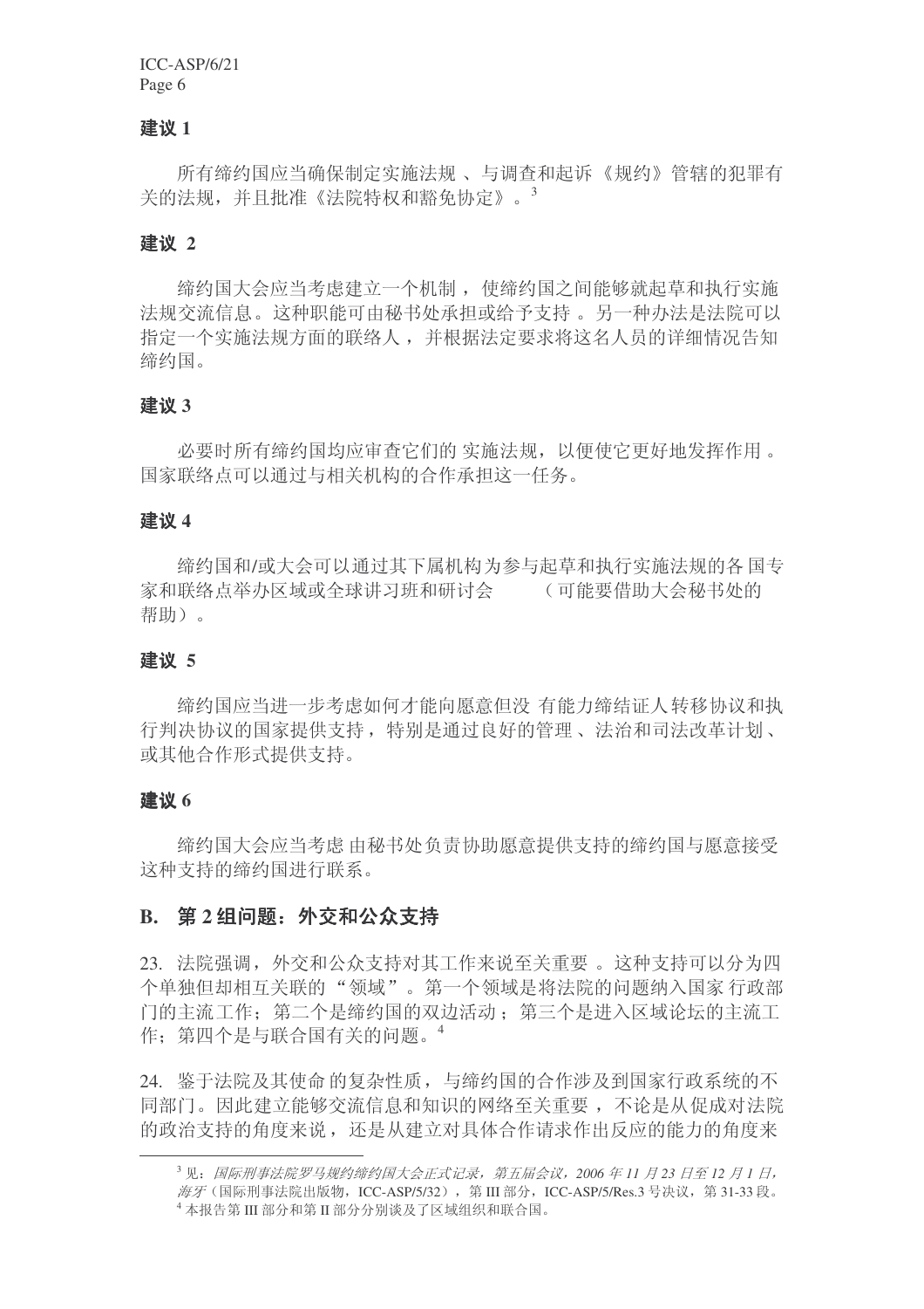### 建议 1

所有缔约国应当确保制定实施法规、与调查和起诉《规约》管辖的犯罪有关的法规，并且批准《法院特权和豁免协定》。[3]

### 建议 2

缔约国大会应当考虑建立一个机制，使缔约国之间能够就起草和执行实施法规交流信息。这种职能可由秘书处承担或给予支持。另一种办法是法院可以指定一个实施法规方面的联络人，并根据法定要求将这名人员的详细情况告知缔约国。

### 建议 3

必要时所有缔约国均应审查它们的实施法规，以便使它更好地发挥作用。国家联络点可以通过与相关机构的合作承担这一任务。

### 建议 4

缔约国和/或大会可以通过其下属机构为参与起草和执行实施法规的各国专家和联络点举办区域或全球讲习班和研讨会（可能要借助大会秘书处的帮助）。

### 建议 5

缔约国应当进一步考虑如何才能向愿意但没有能力缔结证人转移协议和执行判决协议的国家提供支持，特别是通过良好的管理、法治和司法改革计划、或其他合作形式提供支持。

### 建议 6

缔约国大会应当考虑由秘书处负责协助愿意提供支持的缔约国与愿意接受这种支持的缔约国进行联系。

## B. 第 2 组问题：外交和公众支持

23. 法院强调，外交和公众支持对其工作来说至关重要。这种支持可以分为四个单独但却相互关联的“领域”。第一个领域是将法院的问题纳入国家行政部门的主流工作；第二个是缔约国的双边活动；第三个是进入区域论坛的主流工作；第四个是与联合国有关的问题。[4]

24. 鉴于法院及其使命的复杂性质，与缔约国的合作涉及到国家行政系统的不同部门。因此建立能够交流信息和知识的网络至关重要，不论是从促成对法院的政治支持的角度来说，还是从建立对具体合作请求作出反应的能力的角度来

---

[3] 见：*国际刑事法院罗马规约缔约国大会正式记录，第五届会议，2006 年 11 月 23 日至 12 月 1 日，海牙*（国际刑事法院出版物，ICC-ASP/5/32），第 III 部分，ICC-ASP/5/Res.3 号决议，第 31-33 段。

[4] 本报告第 III 部分和第 II 部分分别谈及了区域组织和联合国。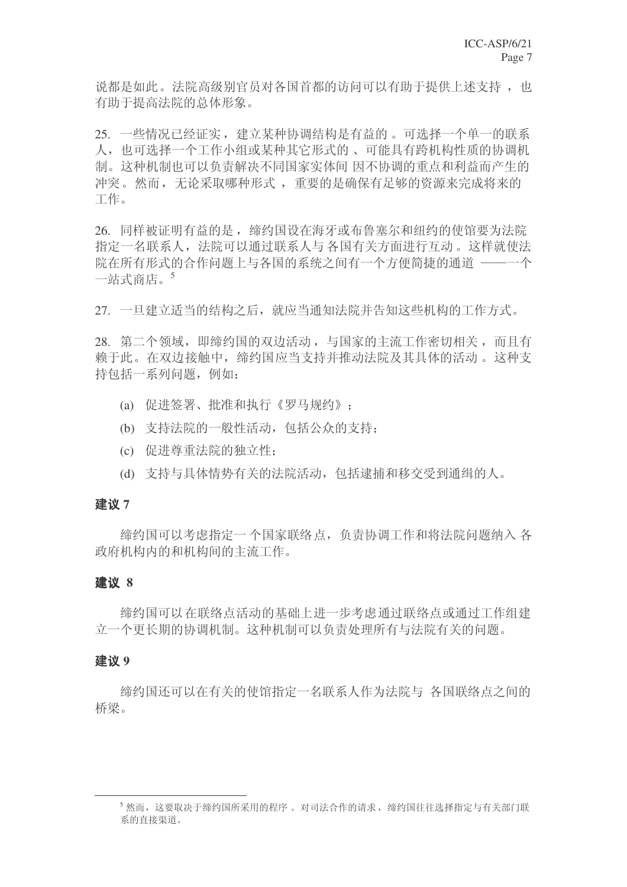说都是如此。法院高级别官员对各国首都的访问可以有助于提供上述支持，也有助于提高法院的总体形象。

25. 一些情况已经证实，建立某种协调结构是有益的。可选择一个单一的联系人，也可选择一个工作小组或某种其它形式的、可能具有跨机构性质的协调机制。这种机制也可以负责解决不同国家实体间因不协调的重点和利益而产生的冲突。然而，无论采取哪种形式，重要的是确保有足够的资源来完成将来的工作。

26. 同样被证明有益的是，缔约国设在海牙或布鲁塞尔和纽约的使馆要为法院指定一名联系人，法院可以通过联系人与各国有关方面进行互动。这样就使法院在所有形式的合作问题上与各国的系统之间有一个方便简捷的通道——一个一站式商店。[5]

27. 一旦建立适当的结构之后，就应当通知法院并告知这些机构的工作方式。

28. 第二个领域，即缔约国的双边活动，与国家的主流工作密切相关，而且有赖于此。在双边接触中，缔约国应当支持并推动法院及其具体的活动。这种支持包括一系列问题，例如：

(a) 促进签署、批准和执行《罗马规约》；

(b) 支持法院的一般性活动，包括公众的支持；

(c) 促进尊重法院的独立性；

(d) 支持与具体情势有关的法院活动，包括逮捕和移交受到通缉的人。

**建议 7**

缔约国可以考虑指定一个国家联络点，负责协调工作和将法院问题纳入各政府机构内的和机构间的主流工作。

**建议 8**

缔约国可以在联络点活动的基础上进一步考虑通过联络点或通过工作组建立一个更长期的协调机制。这种机制可以负责处理所有与法院有关的问题。

**建议 9**

缔约国还可以在有关的使馆指定一名联系人作为法院与各国联络点之间的桥梁。

---

[5] 然而，这要取决于缔约国所采用的程序。对司法合作的请求，缔约国往往选择指定与有关部门联系的直接渠道。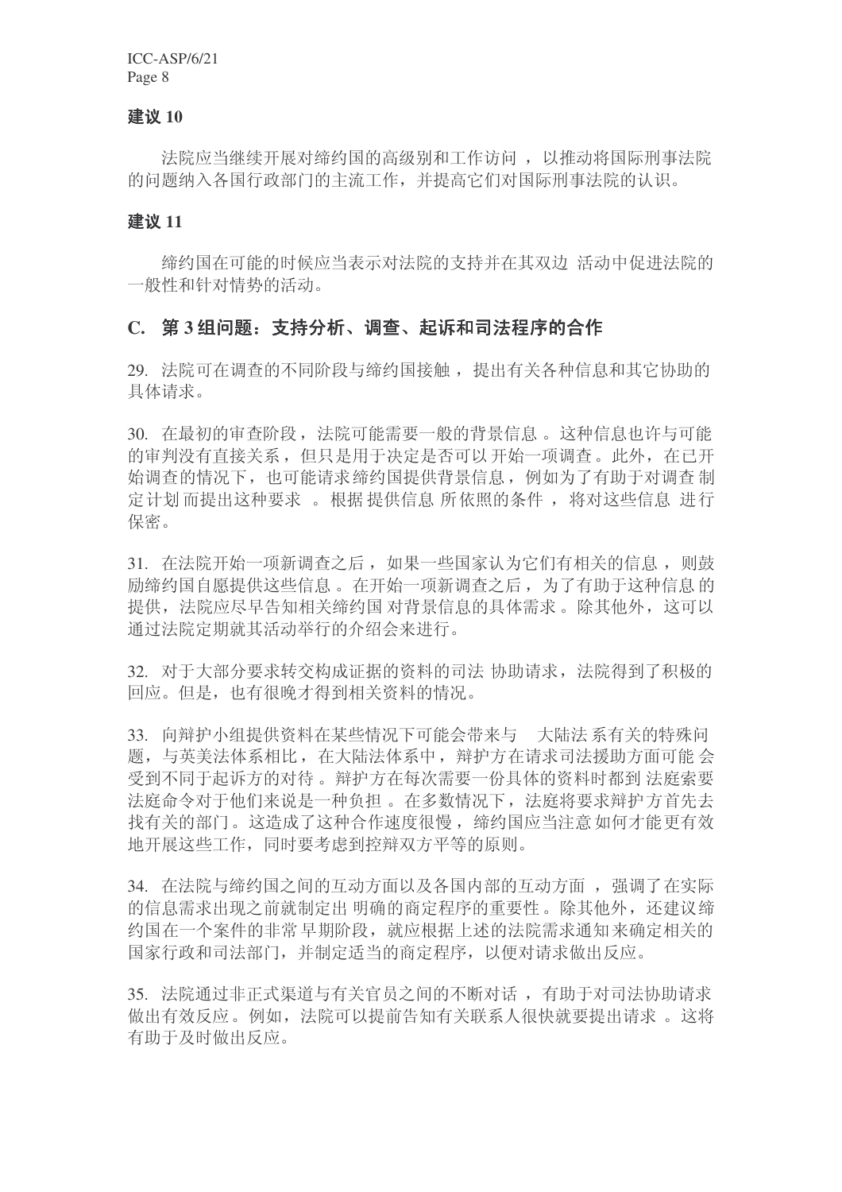### 建议 10

法院应当继续开展对缔约国的高级别和工作访问，以推动将国际刑事法院的问题纳入各国行政部门的主流工作，并提高它们对国际刑事法院的认识。

### 建议 11

缔约国在可能的时候应当表示对法院的支持并在其双边活动中促进法院的一般性和针对情势的活动。

## C. 第 3 组问题：支持分析、调查、起诉和司法程序的合作

29. 法院可在调查的不同阶段与缔约国接触，提出有关各种信息和其它协助的具体请求。

30. 在最初的审查阶段，法院可能需要一般的背景信息。这种信息也许与可能的审判没有直接关系，但只是用于决定是否可以开始一项调查。此外，在已开始调查的情况下，也可能请求缔约国提供背景信息，例如为了有助于对调查制定计划而提出这种要求。根据提供信息所依照的条件，将对这些信息进行保密。

31. 在法院开始一项新调查之后，如果一些国家认为它们有相关的信息，则鼓励缔约国自愿提供这些信息。在开始一项新调查之后，为了有助于这种信息的提供，法院应尽早告知相关缔约国对背景信息的具体需求。除其他外，这可以通过法院定期就其活动举行的介绍会来进行。

32. 对于大部分要求转交构成证据的资料的司法协助请求，法院得到了积极的回应。但是，也有很晚才得到相关资料的情况。

33. 向辩护小组提供资料在某些情况下可能会带来与大陆法系有关的特殊问题，与英美法体系相比，在大陆法体系中，辩护方在请求司法援助方面可能会受到不同于起诉方的对待。辩护方在每次需要一份具体的资料时都到法庭索要法庭命令对于他们来说是一种负担。在多数情况下，法庭将要求辩护方首先去找有关的部门。这造成了这种合作速度很慢，缔约国应当注意如何才能更有效地开展这些工作，同时要考虑到控辩双方平等的原则。

34. 在法院与缔约国之间的互动方面以及各国内部的互动方面，强调了在实际的信息需求出现之前就制定出明确的商定程序的重要性。除其他外，还建议缔约国在一个案件的非常早期阶段，就应根据上述的法院需求通知来确定相关的国家行政和司法部门，并制定适当的商定程序，以便对请求做出反应。

35. 法院通过非正式渠道与有关官员之间的不断对话，有助于对司法协助请求做出有效反应。例如，法院可以提前告知有关联系人很快就要提出请求。这将有助于及时做出反应。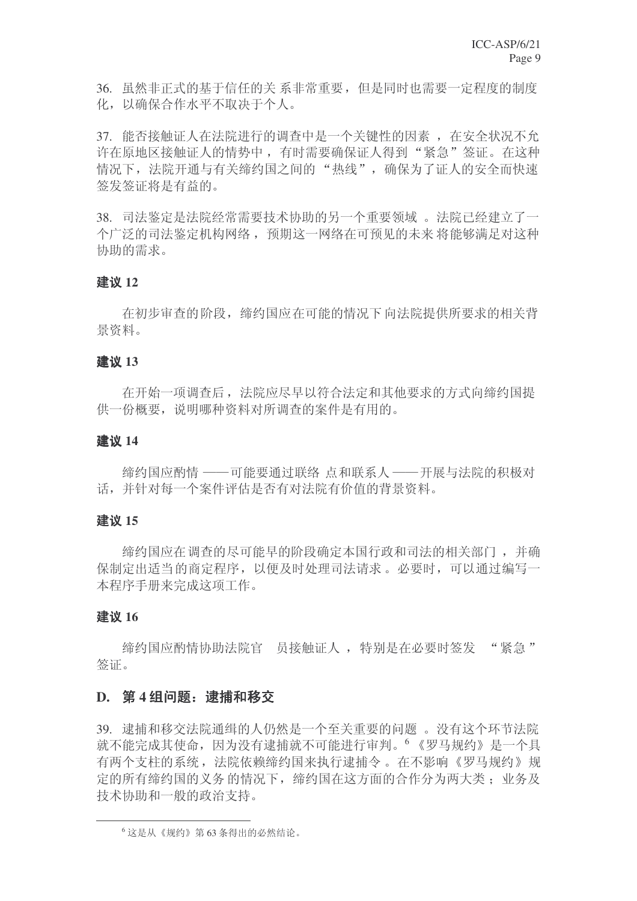36. 虽然非正式的基于信任的关系非常重要，但是同时也需要一定程度的制度化，以确保合作水平不取决于个人。

37. 能否接触证人在法院进行的调查中是一个关键性的因素，在安全状况不允许在原地区接触证人的情势中，有时需要确保证人得到“紧急”签证。在这种情况下，法院开通与有关缔约国之间的“热线”，确保为了证人的安全而快速签发签证将是有益的。

38. 司法鉴定是法院经常需要技术协助的另一个重要领域。法院已经建立了一个广泛的司法鉴定机构网络，预期这一网络在可预见的未来将能够满足对这种协助的需求。

**建议 12**

在初步审查的阶段，缔约国应在可能的情况下向法院提供所要求的相关背景资料。

**建议 13**

在开始一项调查后，法院应尽早以符合法定和其他要求的方式向缔约国提供一份概要，说明哪种资料对所调查的案件是有用的。

**建议 14**

缔约国应酌情——可能要通过联络点和联系人——开展与法院的积极对话，并针对每一个案件评估是否有对法院有价值的背景资料。

**建议 15**

缔约国应在调查的尽可能早的阶段确定本国行政和司法的相关部门，并确保制定出适当的商定程序，以便及时处理司法请求。必要时，可以通过编写一本程序手册来完成这项工作。

**建议 16**

缔约国应酌情协助法院官员接触证人，特别是在必要时签发“紧急”签证。

## D. 第 4 组问题：逮捕和移交

39. 逮捕和移交法院通缉的人仍然是一个至关重要的问题。没有这个环节法院就不能完成其使命，因为没有逮捕就不可能进行审判。[6] 《罗马规约》是一个具有两个支柱的系统，法院依赖缔约国来执行逮捕令。在不影响《罗马规约》规定的所有缔约国的义务的情况下，缔约国在这方面的合作分为两大类；业务及技术协助和一般的政治支持。

[6] 这是从《规约》第 63 条得出的必然结论。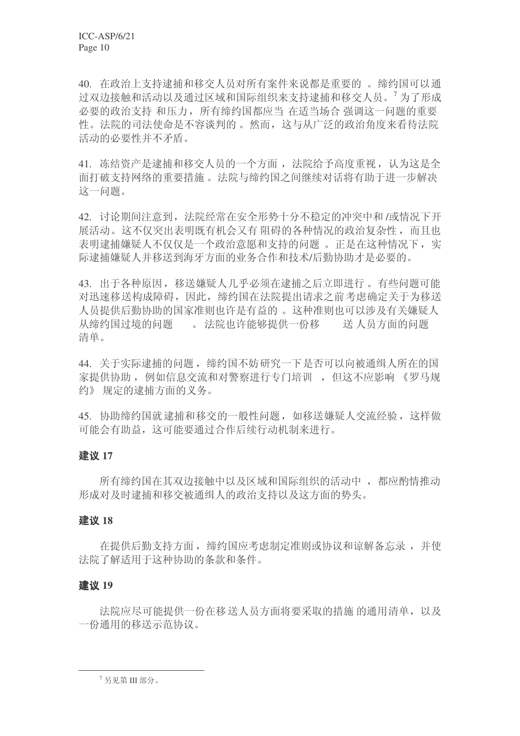40. 在政治上支持逮捕和移交人员对所有案件来说都是重要的。缔约国可以通过双边接触和活动以及通过区域和国际组织来支持逮捕和移交人员。[7] 为了形成必要的政治支持和压力，所有缔约国都应当在适当场合强调这一问题的重要性。法院的司法使命是不容谈判的。然而，这与从广泛的政治角度来看待法院活动的必要性并不矛盾。

41. 冻结资产是逮捕和移交人员的一个方面，法院给予高度重视，认为这是全面打破支持网络的重要措施。法院与缔约国之间继续对话将有助于进一步解决这一问题。

42. 讨论期间注意到，法院经常在安全形势十分不稳定的冲突中和/或情况下开展活动。这不仅突出表明既有机会又有阻碍的各种情况的政治复杂性，而且也表明逮捕嫌疑人不仅仅是一个政治意愿和支持的问题。正是在这种情况下，实际逮捕嫌疑人并移送到海牙方面的业务合作和技术/后勤协助才是必要的。

43. 出于各种原因，移送嫌疑人几乎必须在逮捕之后立即进行。有些问题可能对迅速移送构成障碍，因此，缔约国在法院提出请求之前考虑确定关于为移送人员提供后勤协助的国家准则也许是有益的。这种准则也可以涉及有关嫌疑人从缔约国过境的问题。法院也许能够提供一份移送人员方面的问题清单。

44. 关于实际逮捕的问题，缔约国不妨研究一下是否可以向被通缉人所在的国家提供协助，例如信息交流和对警察进行专门培训，但这不应影响《罗马规约》规定的逮捕方面的义务。

45. 协助缔约国就逮捕和移交的一般性问题，如移送嫌疑人交流经验，这样做可能会有助益，这可能要通过合作后续行动机制来进行。

**建议 17**

所有缔约国在其双边接触中以及区域和国际组织的活动中，都应酌情推动形成对及时逮捕和移交被通缉人的政治支持以及这方面的势头。

**建议 18**

在提供后勤支持方面，缔约国应考虑制定准则或协议和谅解备忘录，并使法院了解适用于这种协助的条款和条件。

**建议 19**

法院应尽可能提供一份在移送人员方面将要采取的措施的通用清单，以及一份通用的移送示范协议。

[7] 另见第 III 部分。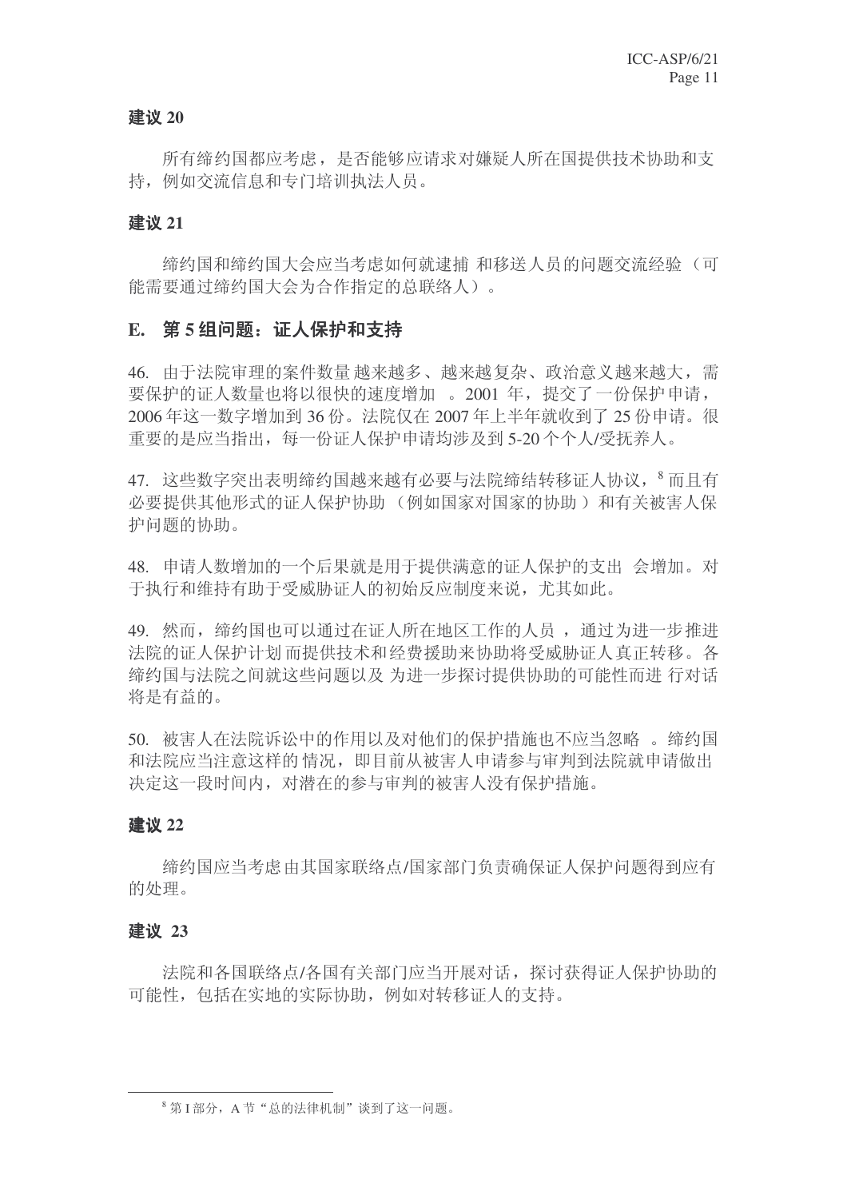**建议 20**

所有缔约国都应考虑，是否能够应请求对嫌疑人所在国提供技术协助和支持，例如交流信息和专门培训执法人员。

**建议 21**

缔约国和缔约国大会应当考虑如何就逮捕 和移送人员的问题交流经验（可能需要通过缔约国大会为合作指定的总联络人）。

## E. 第 5 组问题：证人保护和支持

46. 由于法院审理的案件数量 越来越多、越来越复杂、政治意义越来越大，需要保护的证人数量也将以很快的速度增加 。2001 年，提交了一份保护申请，2006 年这一数字增加到 36 份。法院仅在 2007 年上半年就收到了 25 份申请。很重要的是应当指出，每一份证人保护申请均涉及到 5-20 个个人/受抚养人。

47. 这些数字突出表明缔约国越来越有必要与法院缔结转移证人协议，[8] 而且有必要提供其他形式的证人保护协助 （例如国家对国家的协助 ）和有关被害人保护问题的协助。

48. 申请人数增加的一个后果就是用于提供满意的证人保护的支出 会增加。对于执行和维持有助于受威胁证人的初始反应制度来说，尤其如此。

49. 然而，缔约国也可以通过在证人所在地区工作的人员 ，通过为进一步推进法院的证人保护计划 而提供技术和经费援助来协助将受威胁证人真正转移。各缔约国与法院之间就这些问题以及 为进一步探讨提供协助的可能性而进 行对话将是有益的。

50. 被害人在法院诉讼中的作用以及对他们的保护措施也不应当忽略 。缔约国和法院应当注意这样的 情况，即目前从被害人申请参与审判到法院就申请做出决定这一段时间内，对潜在的参与审判的被害人没有保护措施。

**建议 22**

缔约国应当考虑 由其国家联络点/国家部门负责确保证人保护问题得到应有的处理。

**建议 23**

法院和各国联络点/各国有关部门应当开展对话，探讨获得证人保护协助的可能性，包括在实地的实际协助，例如对转移证人的支持。

---

[8] 第 I 部分，A 节“总的法律机制”谈到了这一问题。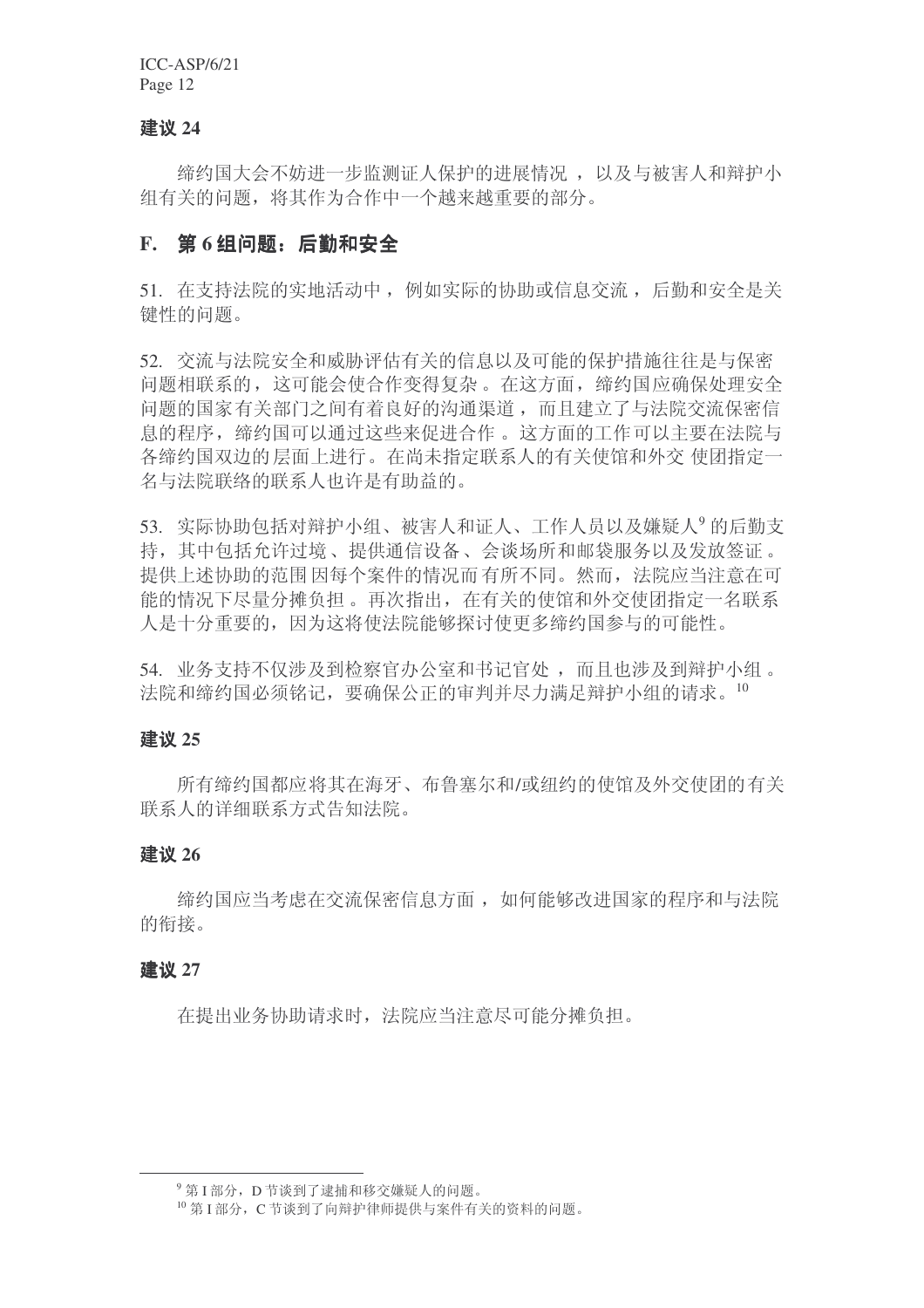### 建议 24

缔约国大会不妨进一步监测证人保护的进展情况，以及与被害人和辩护小组有关的问题，将其作为合作中一个越来越重要的部分。

## F. 第 6 组问题：后勤和安全

51. 在支持法院的实地活动中，例如实际的协助或信息交流，后勤和安全是关键性的问题。

52. 交流与法院安全和威胁评估有关的信息以及可能的保护措施往往是与保密问题相联系的，这可能会使合作变得复杂。在这方面，缔约国应确保处理安全问题的国家有关部门之间有着良好的沟通渠道，而且建立了与法院交流保密信息的程序，缔约国可以通过这些来促进合作。这方面的工作可以主要在法院与各缔约国双边的层面上进行。在尚未指定联系人的有关使馆和外交使团指定一名与法院联络的联系人也许是有助益的。

53. 实际协助包括对辩护小组、被害人和证人、工作人员以及嫌疑人[9] 的后勤支持，其中包括允许过境、提供通信设备、会谈场所和邮袋服务以及发放签证。提供上述协助的范围因每个案件的情况而有所不同。然而，法院应当注意在可能的情况下尽量分摊负担。再次指出，在有关的使馆和外交使团指定一名联系人是十分重要的，因为这将使法院能够探讨使更多缔约国参与的可能性。

54. 业务支持不仅涉及到检察官办公室和书记官处，而且也涉及到辩护小组。法院和缔约国必须铭记，要确保公正的审判并尽力满足辩护小组的请求。[10]

### 建议 25

所有缔约国都应将其在海牙、布鲁塞尔和/或纽约的使馆及外交使团的有关联系人的详细联系方式告知法院。

### 建议 26

缔约国应当考虑在交流保密信息方面，如何能够改进国家的程序和与法院的衔接。

### 建议 27

在提出业务协助请求时，法院应当注意尽可能分摊负担。

---

[9] 第 I 部分，D 节谈到了逮捕和移交嫌疑人的问题。

[10] 第 I 部分，C 节谈到了向辩护律师提供与案件有关的资料的问题。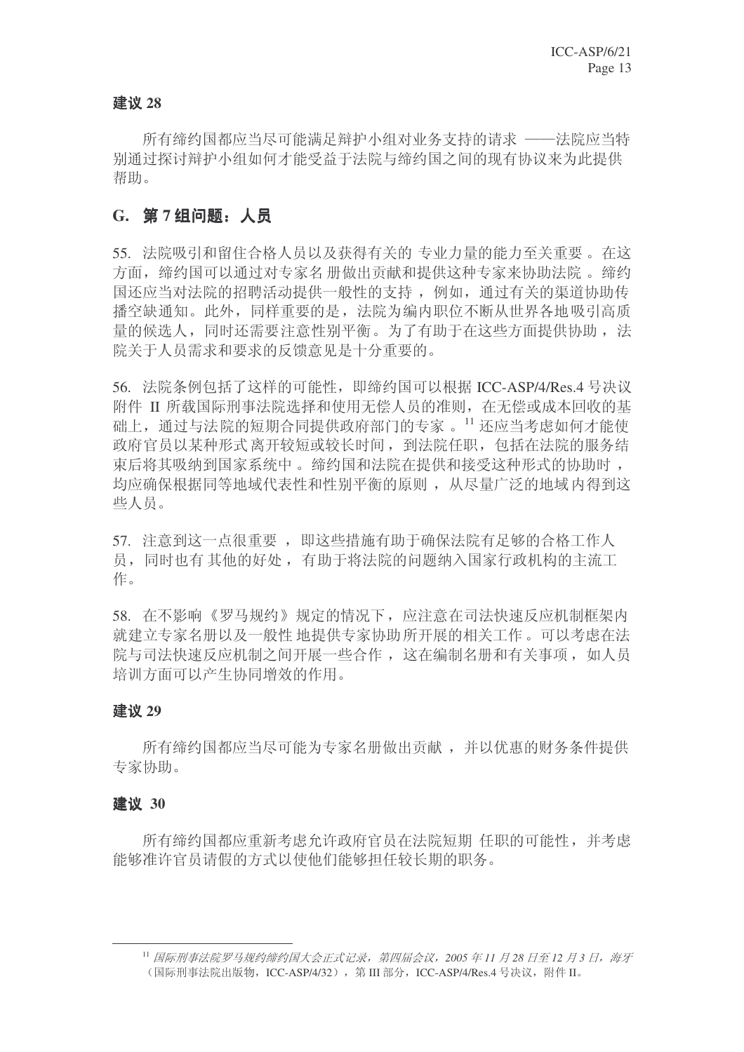**建议 28**

所有缔约国都应当尽可能满足辩护小组对业务支持的请求 ——法院应当特别通过探讨辩护小组如何才能受益于法院与缔约国之间的现有协议来为此提供帮助。

## G. 第 7 组问题：人员

55. 法院吸引和留住合格人员以及获得有关的专业力量的能力至关重要。在这方面，缔约国可以通过对专家名册做出贡献和提供这种专家来协助法院。缔约国还应当对法院的招聘活动提供一般性的支持，例如，通过有关的渠道协助传播空缺通知。此外，同样重要的是，法院为编内职位不断从世界各地吸引高质量的候选人，同时还需要注意性别平衡。为了有助于在这些方面提供协助，法院关于人员需求和要求的反馈意见是十分重要的。

56. 法院条例包括了这样的可能性，即缔约国可以根据 ICC-ASP/4/Res.4 号决议附件 II 所载国际刑事法院选择和使用无偿人员的准则，在无偿或成本回收的基础上，通过与法院的短期合同提供政府部门的专家。[11] 还应当考虑如何才能使政府官员以某种形式离开较短或较长时间，到法院任职，包括在法院的服务结束后将其吸纳到国家系统中。缔约国和法院在提供和接受这种形式的协助时，均应确保根据同等地域代表性和性别平衡的原则，从尽量广泛的地域内得到这些人员。

57. 注意到这一点很重要，即这些措施有助于确保法院有足够的合格工作人员，同时也有其他的好处，有助于将法院的问题纳入国家行政机构的主流工作。

58. 在不影响《罗马规约》规定的情况下，应注意在司法快速反应机制框架内就建立专家名册以及一般性地提供专家协助所开展的相关工作。可以考虑在法院与司法快速反应机制之间开展一些合作，这在编制名册和有关事项，如人员培训方面可以产生协同增效的作用。

**建议 29**

所有缔约国都应当尽可能为专家名册做出贡献，并以优惠的财务条件提供专家协助。

**建议 30**

所有缔约国都应重新考虑允许政府官员在法院短期任职的可能性，并考虑能够准许官员请假的方式以使他们能够担任较长期的职务。

---

[11] *国际刑事法院罗马规约缔约国大会正式记录，第四届会议，2005 年 11 月 28 日至 12 月 3 日，海牙*（国际刑事法院出版物，ICC-ASP/4/32），第 III 部分，ICC-ASP/4/Res.4 号决议，附件 II。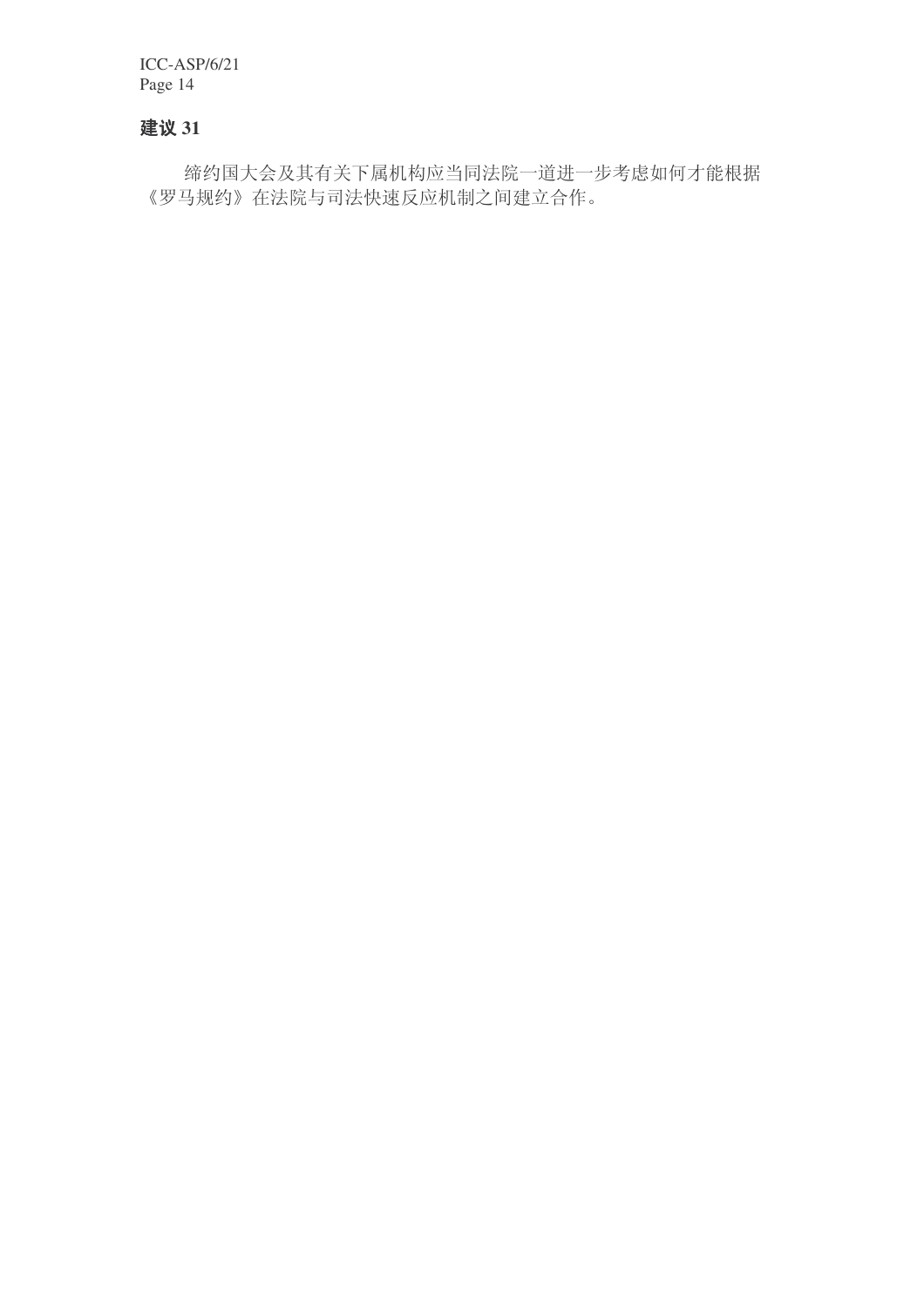**建议 31**

缔约国大会及其有关下属机构应当同法院一道进一步考虑如何才能根据《罗马规约》在法院与司法快速反应机制之间建立合作。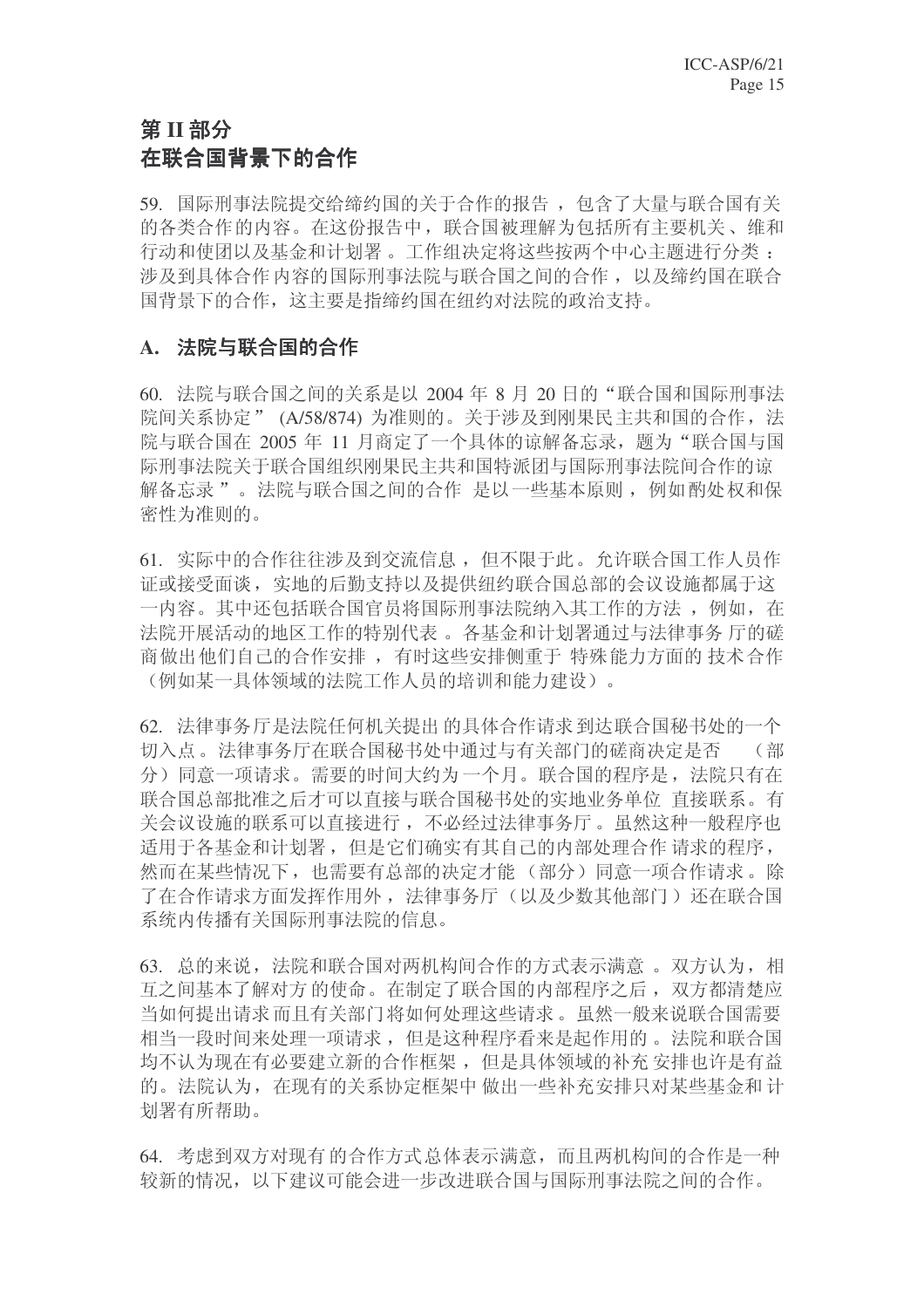# 第 II 部分
# 在联合国背景下的合作

59. 国际刑事法院提交给缔约国的关于合作的报告，包含了大量与联合国有关的各类合作的内容。在这份报告中，联合国被理解为包括所有主要机关、维和行动和使团以及基金和计划署。工作组决定将这些按两个中心主题进行分类：涉及到具体合作内容的国际刑事法院与联合国之间的合作，以及缔约国在联合国背景下的合作，这主要是指缔约国在纽约对法院的政治支持。

## A. 法院与联合国的合作

60. 法院与联合国之间的关系是以 2004 年 8 月 20 日的"联合国和国际刑事法院间关系协定" (A/58/874) 为准则的。关于涉及到刚果民主共和国的合作，法院与联合国在 2005 年 11 月商定了一个具体的谅解备忘录，题为"联合国与国际刑事法院关于联合国组织刚果民主共和国特派团与国际刑事法院间合作的谅解备忘录"。法院与联合国之间的合作是以一些基本原则，例如酌处权和保密性为准则的。

61. 实际中的合作往往涉及到交流信息，但不限于此。允许联合国工作人员作证或接受面谈，实地的后勤支持以及提供纽约联合国总部的会议设施都属于这一内容。其中还包括联合国官员将国际刑事法院纳入其工作的方法，例如，在法院开展活动的地区工作的特别代表。各基金和计划署通过与法律事务厅的磋商做出他们自己的合作安排，有时这些安排侧重于特殊能力方面的技术合作（例如某一具体领域的法院工作人员的培训和能力建设）。

62. 法律事务厅是法院任何机关提出的具体合作请求到达联合国秘书处的一个切入点。法律事务厅在联合国秘书处中通过与有关部门的磋商决定是否（部分）同意一项请求。需要的时间大约为一个月。联合国的程序是，法院只有在联合国总部批准之后才可以直接与联合国秘书处的实地业务单位直接联系。有关会议设施的联系可以直接进行，不必经过法律事务厅。虽然这种一般程序也适用于各基金和计划署，但是它们确实有其自己的内部处理合作请求的程序，然而在某些情况下，也需要有总部的决定才能（部分）同意一项合作请求。除了在合作请求方面发挥作用外，法律事务厅（以及少数其他部门）还在联合国系统内传播有关国际刑事法院的信息。

63. 总的来说，法院和联合国对两机构间合作的方式表示满意。双方认为，相互之间基本了解对方的使命。在制定了联合国的内部程序之后，双方都清楚应当如何提出请求而且有关部门将如何处理这些请求。虽然一般来说联合国需要相当一段时间来处理一项请求，但是这种程序看来是起作用的。法院和联合国均不认为现在有必要建立新的合作框架，但是具体领域的补充安排也许是有益的。法院认为，在现有的关系协定框架中做出一些补充安排只对某些基金和计划署有所帮助。

64. 考虑到双方对现有的合作方式总体表示满意，而且两机构间的合作是一种较新的情况，以下建议可能会进一步改进联合国与国际刑事法院之间的合作。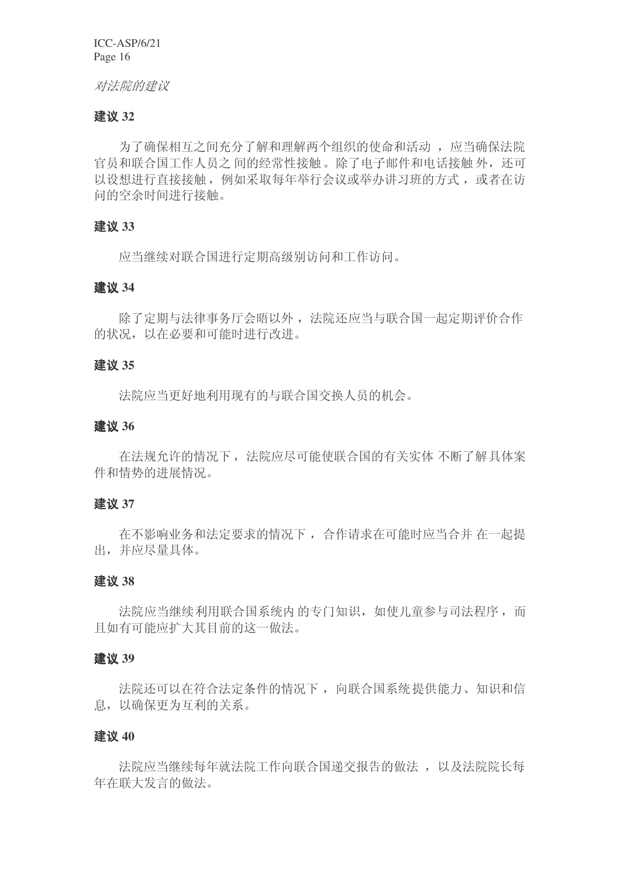*对法院的建议*

**建议 32**

为了确保相互之间充分了解和理解两个组织的使命和活动，应当确保法院官员和联合国工作人员之间的经常性接触。除了电子邮件和电话接触外，还可以设想进行直接接触，例如采取每年举行会议或举办讲习班的方式，或者在访问的空余时间进行接触。

**建议 33**

应当继续对联合国进行定期高级别访问和工作访问。

**建议 34**

除了定期与法律事务厅会晤以外，法院还应当与联合国一起定期评价合作的状况，以在必要和可能时进行改进。

**建议 35**

法院应当更好地利用现有的与联合国交换人员的机会。

**建议 36**

在法规允许的情况下，法院应尽可能使联合国的有关实体不断了解具体案件和情势的进展情况。

**建议 37**

在不影响业务和法定要求的情况下，合作请求在可能时应当合并在一起提出，并应尽量具体。

**建议 38**

法院应当继续利用联合国系统内的专门知识，如使儿童参与司法程序，而且如有可能应扩大其目前的这一做法。

**建议 39**

法院还可以在符合法定条件的情况下，向联合国系统提供能力、知识和信息，以确保更为互利的关系。

**建议 40**

法院应当继续每年就法院工作向联合国递交报告的做法，以及法院院长每年在联大发言的做法。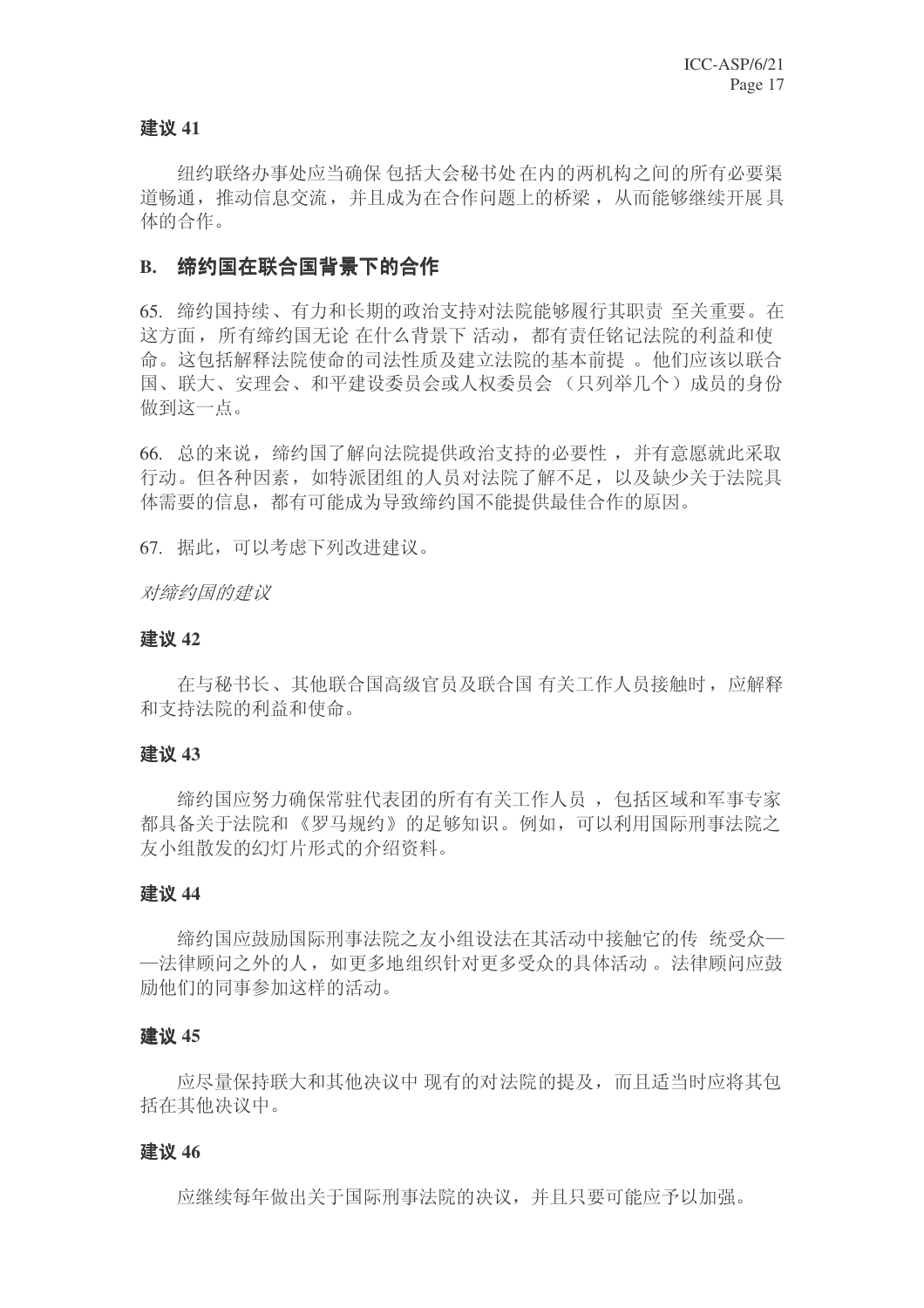**建议 41**

纽约联络办事处应当确保包括大会秘书处在内的两机构之间的所有必要渠道畅通，推动信息交流，并且成为在合作问题上的桥梁，从而能够继续开展具体的合作。

## B. 缔约国在联合国背景下的合作

65. 缔约国持续、有力和长期的政治支持对法院能够履行其职责至关重要。在这方面，所有缔约国无论在什么背景下活动，都有责任铭记法院的利益和使命。这包括解释法院使命的司法性质及建立法院的基本前提。他们应该以联合国、联大、安理会、和平建设委员会或人权委员会（只列举几个）成员的身份做到这一点。

66. 总的来说，缔约国了解向法院提供政治支持的必要性，并有意愿就此采取行动。但各种因素，如特派团组的人员对法院了解不足，以及缺少关于法院具体需要的信息，都有可能成为导致缔约国不能提供最佳合作的原因。

67. 据此，可以考虑下列改进建议。

*对缔约国的建议*

**建议 42**

在与秘书长、其他联合国高级官员及联合国有关工作人员接触时，应解释和支持法院的利益和使命。

**建议 43**

缔约国应努力确保常驻代表团的所有有关工作人员，包括区域和军事专家都具备关于法院和《罗马规约》的足够知识。例如，可以利用国际刑事法院之友小组散发的幻灯片形式的介绍资料。

**建议 44**

缔约国应鼓励国际刑事法院之友小组设法在其活动中接触它的传统受众——法律顾问之外的人，如更多地组织针对更多受众的具体活动。法律顾问应鼓励他们的同事参加这样的活动。

**建议 45**

应尽量保持联大和其他决议中现有的对法院的提及，而且适当时应将其包括在其他决议中。

**建议 46**

应继续每年做出关于国际刑事法院的决议，并且只要可能应予以加强。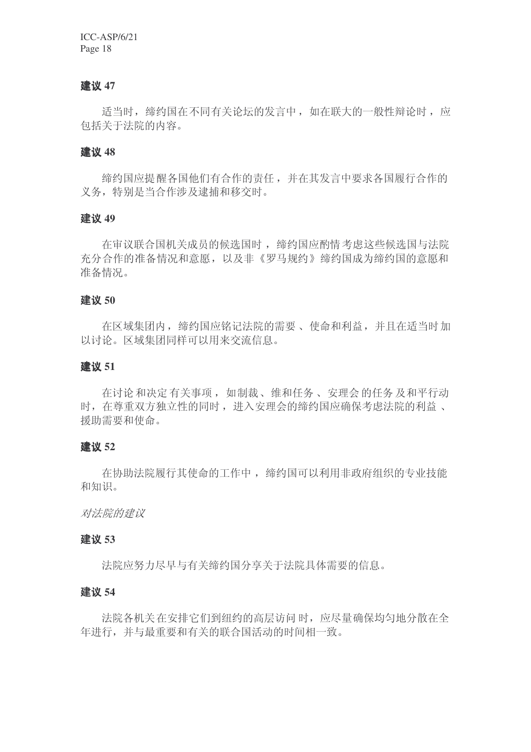### 建议 47

适当时，缔约国在不同有关论坛的发言中，如在联大的一般性辩论时，应包括关于法院的内容。

### 建议 48

缔约国应提醒各国他们有合作的责任，并在其发言中要求各国履行合作的义务，特别是当合作涉及逮捕和移交时。

### 建议 49

在审议联合国机关成员的候选国时，缔约国应酌情考虑这些候选国与法院充分合作的准备情况和意愿，以及非《罗马规约》缔约国成为缔约国的意愿和准备情况。

### 建议 50

在区域集团内，缔约国应铭记法院的需要、使命和利益，并且在适当时加以讨论。区域集团同样可以用来交流信息。

### 建议 51

在讨论和决定有关事项，如制裁、维和任务、安理会的任务及和平行动时，在尊重双方独立性的同时，进入安理会的缔约国应确保考虑法院的利益、援助需要和使命。

### 建议 52

在协助法院履行其使命的工作中，缔约国可以利用非政府组织的专业技能和知识。

*对法院的建议*

### 建议 53

法院应努力尽早与有关缔约国分享关于法院具体需要的信息。

### 建议 54

法院各机关在安排它们到纽约的高层访问时，应尽量确保均匀地分散在全年进行，并与最重要和有关的联合国活动的时间相一致。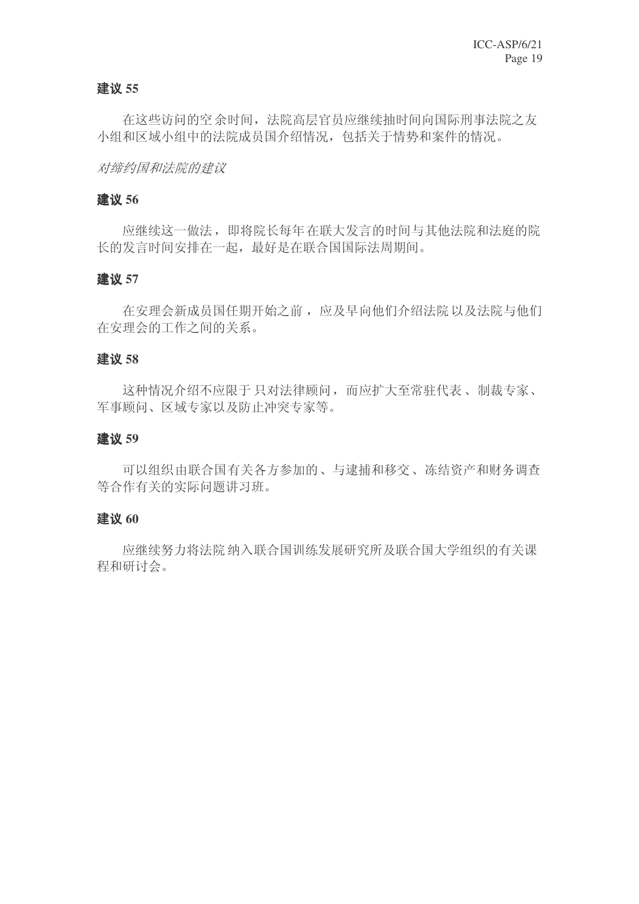**建议 55**

在这些访问的空余时间，法院高层官员应继续抽时间向国际刑事法院之友小组和区域小组中的法院成员国介绍情况，包括关于情势和案件的情况。

*对缔约国和法院的建议*

**建议 56**

应继续这一做法，即将院长每年在联大发言的时间与其他法院和法庭的院长的发言时间安排在一起，最好是在联合国国际法周期间。

**建议 57**

在安理会新成员国任期开始之前，应及早向他们介绍法院以及法院与他们在安理会的工作之间的关系。

**建议 58**

这种情况介绍不应限于只对法律顾问，而应扩大至常驻代表、制裁专家、军事顾问、区域专家以及防止冲突专家等。

**建议 59**

可以组织由联合国有关各方参加的、与逮捕和移交、冻结资产和财务调查等合作有关的实际问题讲习班。

**建议 60**

应继续努力将法院纳入联合国训练发展研究所及联合国大学组织的有关课程和研讨会。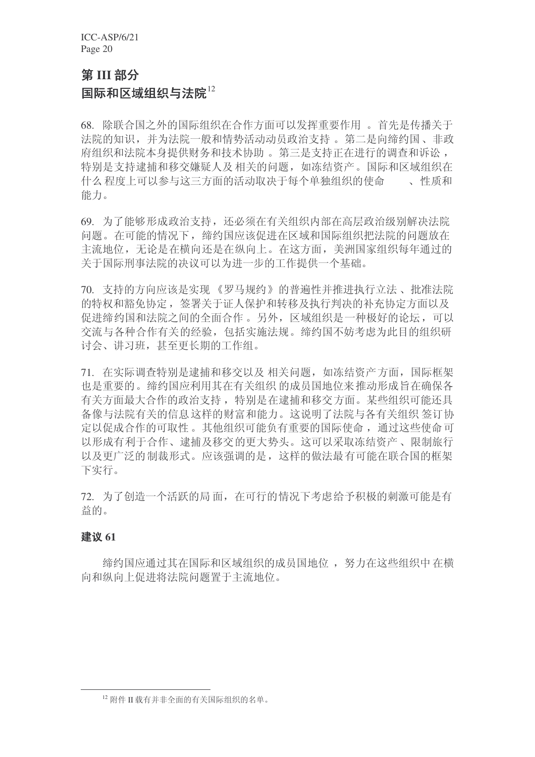## 第 III 部分
## 国际和区域组织与法院[12]

68. 除联合国之外的国际组织在合作方面可以发挥重要作用。首先是传播关于法院的知识，并为法院一般和情势活动动员政治支持。第二是向缔约国、非政府组织和法院本身提供财务和技术协助。第三是支持正在进行的调查和诉讼，特别是支持逮捕和移交嫌疑人及相关的问题，如冻结资产。国际和区域组织在什么程度上可以参与这三方面的活动取决于每个单独组织的使命、性质和能力。

69. 为了能够形成政治支持，还必须在有关组织内部在高层政治级别解决法院问题。在可能的情况下，缔约国应该促进在区域和国际组织把法院的问题放在主流地位，无论是在横向还是在纵向上。在这方面，美洲国家组织每年通过的关于国际刑事法院的决议可以为进一步的工作提供一个基础。

70. 支持的方向应该是实现《罗马规约》的普遍性并推进执行立法、批准法院的特权和豁免协定，签署关于证人保护和转移及执行判决的补充协定方面以及促进缔约国和法院之间的全面合作。另外，区域组织是一种极好的论坛，可以交流与各种合作有关的经验，包括实施法规。缔约国不妨考虑为此目的组织研讨会、讲习班，甚至更长期的工作组。

71. 在实际调查特别是逮捕和移交以及相关问题，如冻结资产方面，国际框架也是重要的。缔约国应利用其在有关组织的成员国地位来推动形成旨在确保各有关方面最大合作的政治支持，特别是在逮捕和移交方面。某些组织可能还具备像与法院有关的信息这样的财富和能力。这说明了法院与各有关组织签订协定以促成合作的可取性。其他组织可能负有重要的国际使命，通过这些使命可以形成有利于合作、逮捕及移交的更大势头。这可以采取冻结资产、限制旅行以及更广泛的制裁形式。应该强调的是，这样的做法最有可能在联合国的框架下实行。

72. 为了创造一个活跃的局面，在可行的情况下考虑给予积极的刺激可能是有益的。

**建议 61**

缔约国应通过其在国际和区域组织的成员国地位，努力在这些组织中在横向和纵向上促进将法院问题置于主流地位。

[12] 附件 II 载有并非全面的有关国际组织的名单。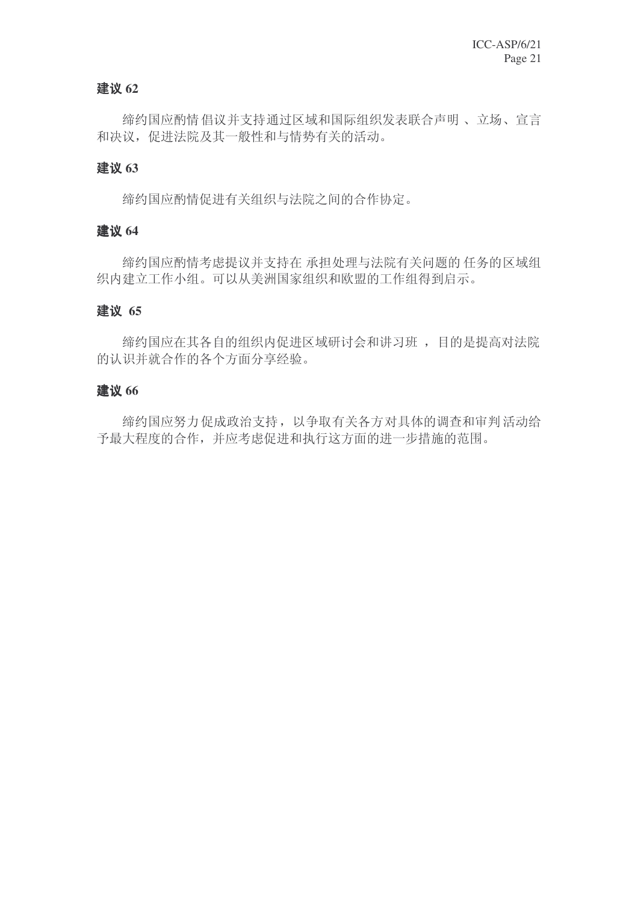**建议 62**

缔约国应酌情倡议并支持通过区域和国际组织发表联合声明、立场、宣言和决议，促进法院及其一般性和与情势有关的活动。

**建议 63**

缔约国应酌情促进有关组织与法院之间的合作协定。

**建议 64**

缔约国应酌情考虑提议并支持在承担处理与法院有关问题的任务的区域组织内建立工作小组。可以从美洲国家组织和欧盟的工作组得到启示。

**建议 65**

缔约国应在其各自的组织内促进区域研讨会和讲习班，目的是提高对法院的认识并就合作的各个方面分享经验。

**建议 66**

缔约国应努力促成政治支持，以争取有关各方对具体的调查和审判活动给予最大程度的合作，并应考虑促进和执行这方面的进一步措施的范围。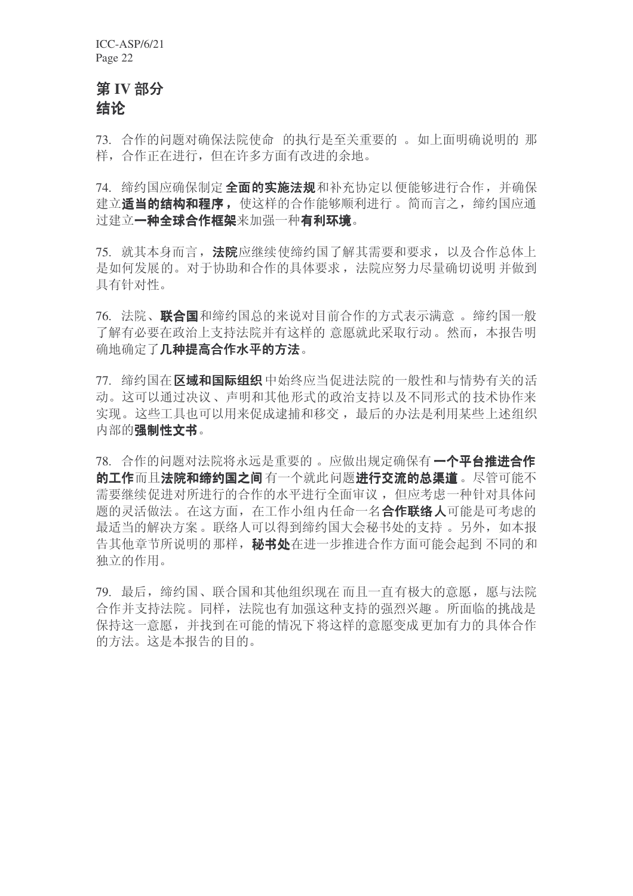# 第 IV 部分
# 结论

73. 合作的问题对确保法院使命的执行是至关重要的。如上面明确说明的那样，合作正在进行，但在许多方面有改进的余地。

74. 缔约国应确保制定**全面的实施法规**和补充协定以便能够进行合作，并确保建立**适当的结构和程序，**使这样的合作能够顺利进行。简而言之，缔约国应通过建立**一种全球合作框架**来加强一种**有利环境**。

75. 就其本身而言，**法院**应继续使缔约国了解其需要和要求，以及合作总体上是如何发展的。对于协助和合作的具体要求，法院应努力尽量确切说明并做到具有针对性。

76. 法院、**联合国**和缔约国总的来说对目前合作的方式表示满意。缔约国一般了解有必要在政治上支持法院并有这样的意愿就此采取行动。然而，本报告明确地确定了**几种提高合作水平的方法**。

77. 缔约国在**区域和国际组织**中始终应当促进法院的一般性和与情势有关的活动。这可以通过决议、声明和其他形式的政治支持以及不同形式的技术协作来实现。这些工具也可以用来促成逮捕和移交，最后的办法是利用某些上述组织内部的**强制性文书**。

78. 合作的问题对法院将永远是重要的。应做出规定确保有**一个平台推进合作的工作**而且**法院和缔约国之间**有一个就此问题**进行交流的总渠道**。尽管可能不需要继续促进对所进行的合作的水平进行全面审议，但应考虑一种针对具体问题的灵活做法。在这方面，在工作小组内任命一名**合作联络人**可能是可考虑的最适当的解决方案。联络人可以得到缔约国大会秘书处的支持。另外，如本报告其他章节所说明的那样，**秘书处**在进一步推进合作方面可能会起到不同的和独立的作用。

79. 最后，缔约国、联合国和其他组织现在而且一直有极大的意愿，愿与法院合作并支持法院。同样，法院也有加强这种支持的强烈兴趣。所面临的挑战是保持这一意愿，并找到在可能的情况下将这样的意愿变成更加有力的具体合作的方法。这是本报告的目的。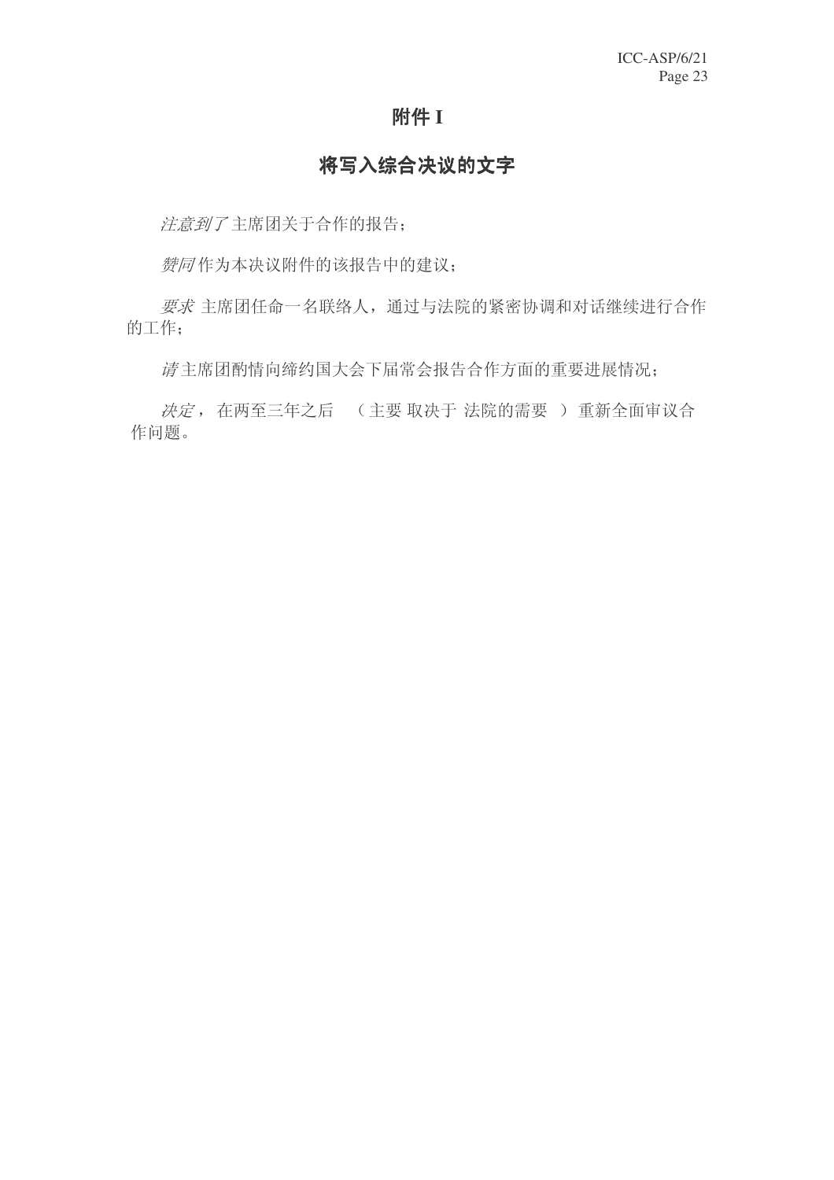# 附件 I

## 将写入综合决议的文字

*注意到了*主席团关于合作的报告；

*赞同*作为本决议附件的该报告中的建议；

*要求*主席团任命一名联络人，通过与法院的紧密协调和对话继续进行合作的工作；

*请*主席团酌情向缔约国大会下届常会报告合作方面的重要进展情况；

*决定*，在两至三年之后（主要取决于法院的需要）重新全面审议合作问题。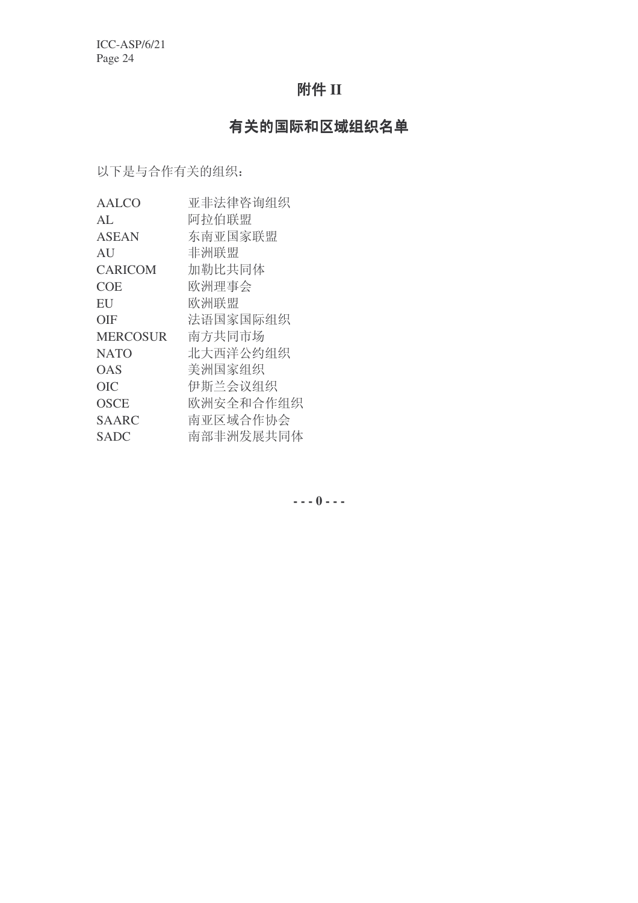# 附件 II

## 有关的国际和区域组织名单

以下是与合作有关的组织：

| | |
|---|---|
| AALCO | 亚非法律咨询组织 |
| AL | 阿拉伯联盟 |
| ASEAN | 东南亚国家联盟 |
| AU | 非洲联盟 |
| CARICOM | 加勒比共同体 |
| COE | 欧洲理事会 |
| EU | 欧洲联盟 |
| OIF | 法语国家国际组织 |
| MERCOSUR | 南方共同市场 |
| NATO | 北大西洋公约组织 |
| OAS | 美洲国家组织 |
| OIC | 伊斯兰会议组织 |
| OSCE | 欧洲安全和合作组织 |
| SAARC | 南亚区域合作协会 |
| SADC | 南部非洲发展共同体 |

- - - 0 - - -